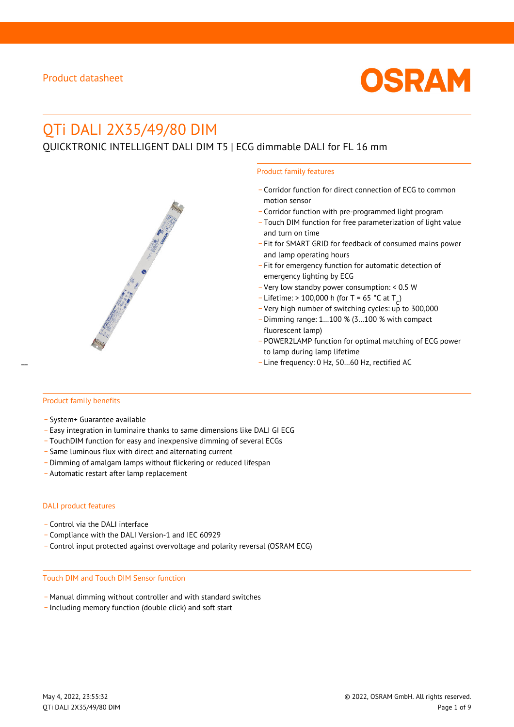Product datasheet

# QTi DALI 2X35/49/80 DIM

QUICKTRONIC INTELLIGENT DALI DIM T5 | ECG dimmable DALI for FL 16 mm

## Product family features

- Corridor function for direct connection of ECG to common motion sensor
- Corridor function with pre-programmed light program
- Touch DIM function for free parameterization of light value and turn on time
- Fit for SMART GRID for feedback of consumed mains power and lamp operating hours
- Fit for emergency function for automatic detection of emergency lighting by ECG
- Very low standby power consumption: < 0.5 W
- Lifetime: > 100,000 h (for T = 65 °C at $T_c$)
- Very high number of switching cycles: up to 300,000
- Dimming range: 1…100 % (3…100 % with compact fluorescent lamp)
- POWER2LAMP function for optimal matching of ECG power to lamp during lamp lifetime
- Line frequency: 0 Hz, 50…60 Hz, rectified AC

## Product family benefits

- System+ Guarantee available
- Easy integration in luminaire thanks to same dimensions like DALI GI ECG
- TouchDIM function for easy and inexpensive dimming of several ECGs
- Same luminous flux with direct and alternating current
- Dimming of amalgam lamps without flickering or reduced lifespan
- Automatic restart after lamp replacement

## DALI product features

- Control via the DALI interface
- Compliance with the DALI Version-1 and IEC 60929
- Control input protected against overvoltage and polarity reversal (OSRAM ECG)

## Touch DIM and Touch DIM Sensor function

- Manual dimming without controller and with standard switches
- Including memory function (double click) and soft start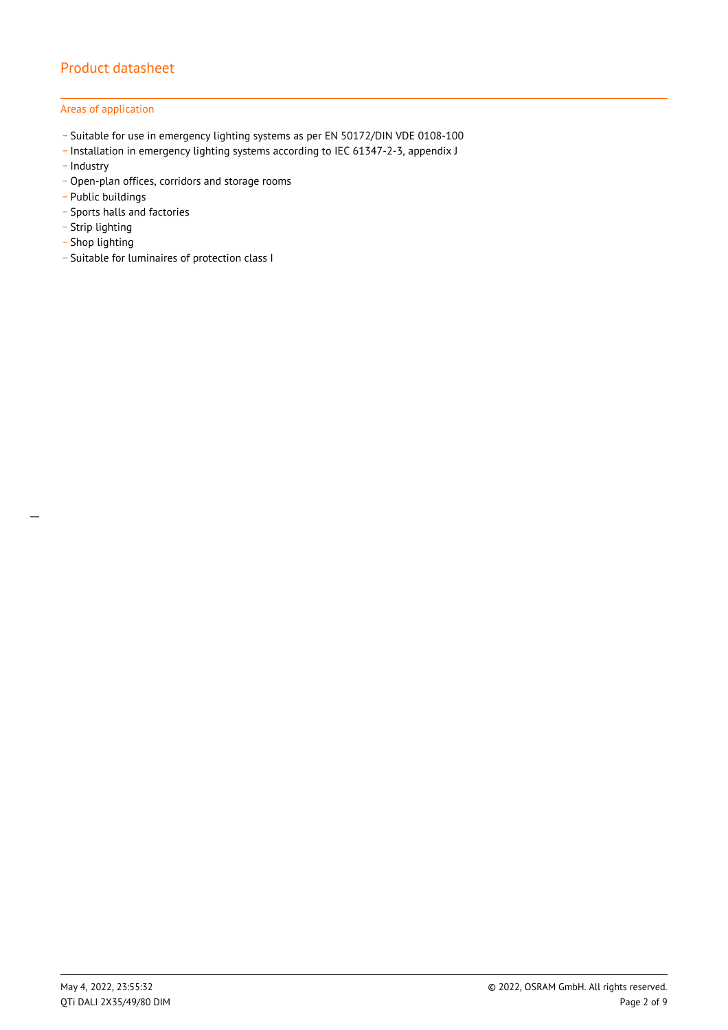## Areas of application

- Suitable for use in emergency lighting systems as per EN 50172/DIN VDE 0108-100
- Installation in emergency lighting systems according to IEC 61347-2-3, appendix J
- Industry
- Open-plan offices, corridors and storage rooms
- Public buildings
- Sports halls and factories
- Strip lighting
- Shop lighting
- Suitable for luminaires of protection class I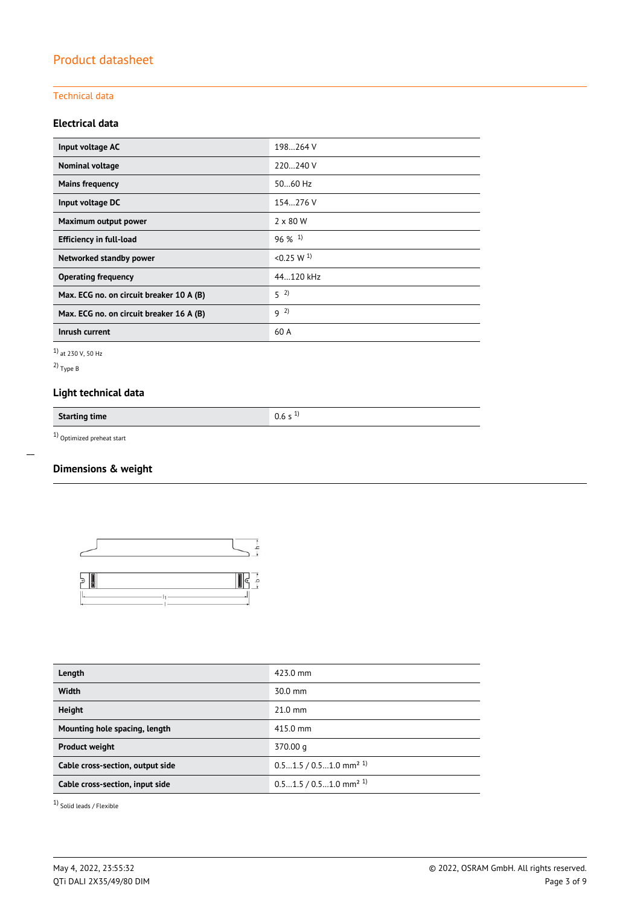# Product datasheet

## Technical data

### Electrical data

| | |
|---|---|
| **Input voltage AC** | 198…264 V |
| **Nominal voltage** | 220…240 V |
| **Mains frequency** | 50…60 Hz |
| **Input voltage DC** | 154…276 V |
| **Maximum output power** | 2 x 80 W |
| **Efficiency in full-load** | 96 % [1] |
| **Networked standby power** | <0.25 W [1] |
| **Operating frequency** | 44…120 kHz |
| **Max. ECG no. on circuit breaker 10 A (B)** | 5 [2] |
| **Max. ECG no. on circuit breaker 16 A (B)** | 9 [2] |
| **Inrush current** | 60 A |

[1] at 230 V, 50 Hz

[2] Type B

### Light technical data

| | |
|---|---|
| **Starting time** | 0.6 s [1] |

[1] Optimized preheat start

### Dimensions & weight

| | |
|---|---|
| **Length** | 423.0 mm |
| **Width** | 30.0 mm |
| **Height** | 21.0 mm |
| **Mounting hole spacing, length** | 415.0 mm |
| **Product weight** | 370.00 g |
| **Cable cross-section, output side** | 0.5…1.5 / 0.5…1.0 mm² [1] |
| **Cable cross-section, input side** | 0.5…1.5 / 0.5…1.0 mm² [1] |

[1] Solid leads / Flexible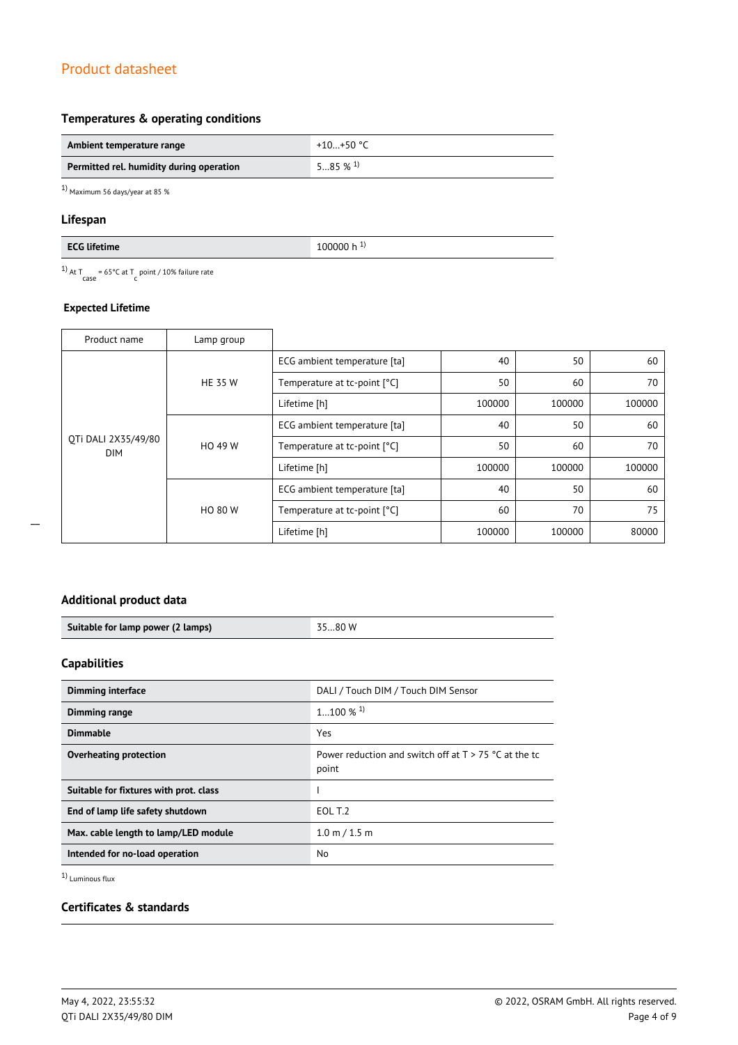## Product datasheet

### Temperatures & operating conditions

| | |
|---|---|
| **Ambient temperature range** | +10…+50 °C |
| **Permitted rel. humidity during operation** | 5…85 % [1] |

[1] Maximum 56 days/year at 85 %

### Lifespan

| | |
|---|---|
| **ECG lifetime** | 100000 h [1] |

[1] At $T_{case}$ = 65°C at $T_c$ point / 10% failure rate

### Expected Lifetime

| Product name | Lamp group | | | | |
|---|---|---|---|---|---|
| QTi DALI 2X35/49/80 DIM | HE 35 W | ECG ambient temperature [ta] | 40 | 50 | 60 |
| | | Temperature at tc-point [°C] | 50 | 60 | 70 |
| | | Lifetime [h] | 100000 | 100000 | 100000 |
| | HO 49 W | ECG ambient temperature [ta] | 40 | 50 | 60 |
| | | Temperature at tc-point [°C] | 50 | 60 | 70 |
| | | Lifetime [h] | 100000 | 100000 | 100000 |
| | HO 80 W | ECG ambient temperature [ta] | 40 | 50 | 60 |
| | | Temperature at tc-point [°C] | 60 | 70 | 75 |
| | | Lifetime [h] | 100000 | 100000 | 80000 |

### Additional product data

| | |
|---|---|
| **Suitable for lamp power (2 lamps)** | 35…80 W |

### Capabilities

| | |
|---|---|
| **Dimming interface** | DALI / Touch DIM / Touch DIM Sensor |
| **Dimming range** | 1…100 % [1] |
| **Dimmable** | Yes |
| **Overheating protection** | Power reduction and switch off at T > 75 °C at the tc point |
| **Suitable for fixtures with prot. class** | I |
| **End of lamp life safety shutdown** | EOL T.2 |
| **Max. cable length to lamp/LED module** | 1.0 m / 1.5 m |
| **Intended for no-load operation** | No |

[1] Luminous flux

### Certificates & standards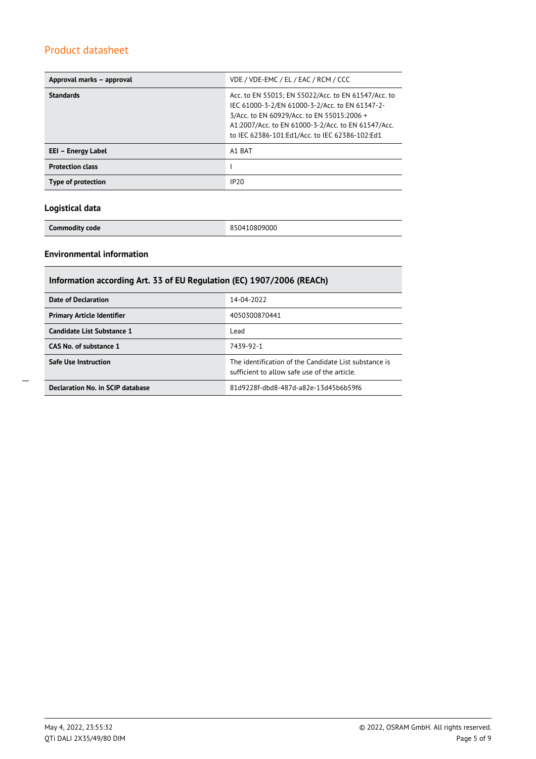| Approval marks – approval | VDE / VDE-EMC / EL / EAC / RCM / CCC |
| --- | --- |
| **Standards** | Acc. to EN 55015; EN 55022/Acc. to EN 61547/Acc. to IEC 61000-3-2/EN 61000-3-2/Acc. to EN 61347-2-3/Acc. to EN 60929/Acc. to EN 55015:2006 + A1:2007/Acc. to EN 61000-3-2/Acc. to EN 61547/Acc. to IEC 62386-101:Ed1/Acc. to IEC 62386-102:Ed1 |
| **EEI – Energy Label** | A1 BAT |
| **Protection class** | I |
| **Type of protection** | IP20 |

### Logistical data

| Commodity code | 850410809000 |
| --- | --- |

### Environmental information

| Information according Art. 33 of EU Regulation (EC) 1907/2006 (REACh) | |
| --- | --- |
| **Date of Declaration** | 14-04-2022 |
| **Primary Article Identifier** | 4050300870441 |
| **Candidate List Substance 1** | Lead |
| **CAS No. of substance 1** | 7439-92-1 |
| **Safe Use Instruction** | The identification of the Candidate List substance is sufficient to allow safe use of the article. |
| **Declaration No. in SCIP database** | 81d9228f-dbd8-487d-a82e-13d45b6b59f6 |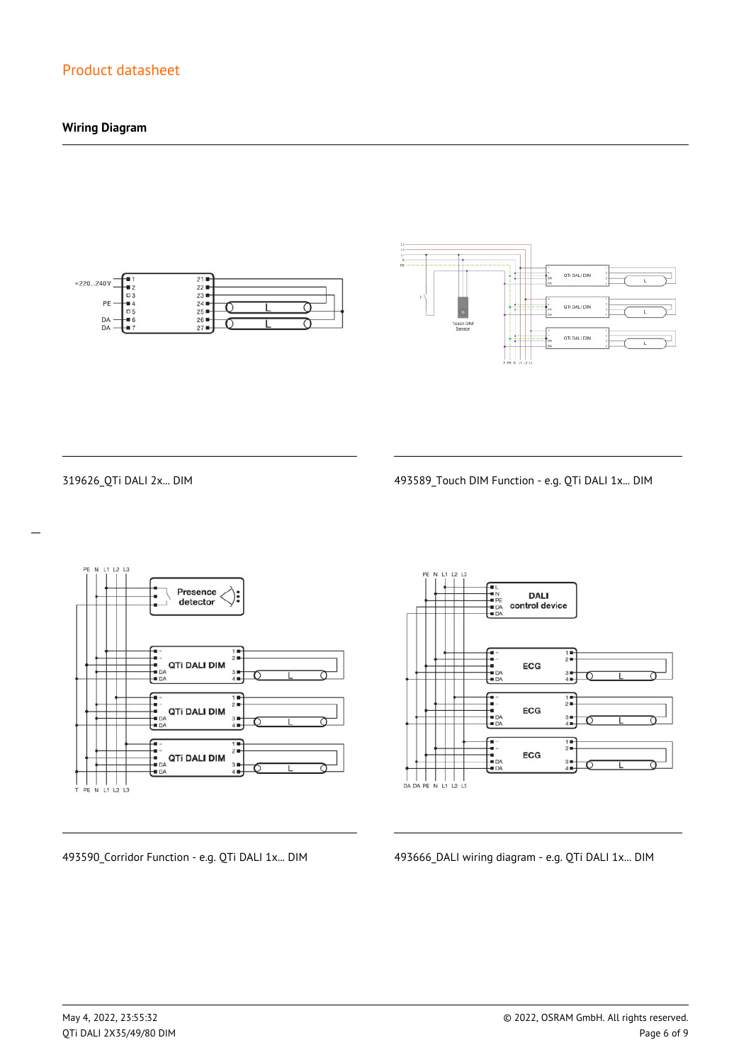## Wiring Diagram

319626_QTi DALI 2x... DIM

493589_Touch DIM Function - e.g. QTi DALI 1x... DIM

493590_Corridor Function - e.g. QTi DALI 1x... DIM

493666_DALI wiring diagram - e.g. QTi DALI 1x... DIM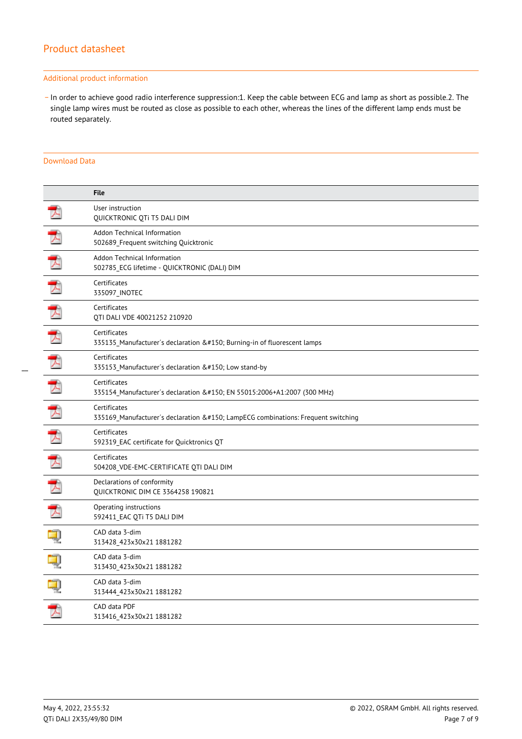## Additional product information

- In order to achieve good radio interference suppression:1. Keep the cable between ECG and lamp as short as possible.2. The single lamp wires must be routed as close as possible to each other, whereas the lines of the different lamp ends must be routed separately.

## Download Data

| | File |
|---|---|
| | User instruction<br>QUICKTRONIC QTi T5 DALI DIM |
| | Addon Technical Information<br>502689_Frequent switching Quicktronic |
| | Addon Technical Information<br>502785_ECG lifetime - QUICKTRONIC (DALI) DIM |
| | Certificates<br>335097_INOTEC |
| | Certificates<br>QTI DALI VDE 40021252 210920 |
| | Certificates<br>335135_Manufacturer´s declaration &#150; Burning-in of fluorescent lamps |
| | Certificates<br>335153_Manufacturer´s declaration &#150; Low stand-by |
| | Certificates<br>335154_Manufacturer´s declaration &#150; EN 55015:2006+A1:2007 (300 MHz) |
| | Certificates<br>335169_Manufacturer´s declaration &#150; LampECG combinations: Frequent switching |
| | Certificates<br>592319_EAC certificate for Quicktronics QT |
| | Certificates<br>504208_VDE-EMC-CERTIFICATE QTI DALI DIM |
| | Declarations of conformity<br>QUICKTRONIC DIM CE 3364258 190821 |
| | Operating instructions<br>592411_EAC QTi T5 DALI DIM |
| | CAD data 3-dim<br>313428_423x30x21 1881282 |
| | CAD data 3-dim<br>313430_423x30x21 1881282 |
| | CAD data 3-dim<br>313444_423x30x21 1881282 |
| | CAD data PDF<br>313416_423x30x21 1881282 |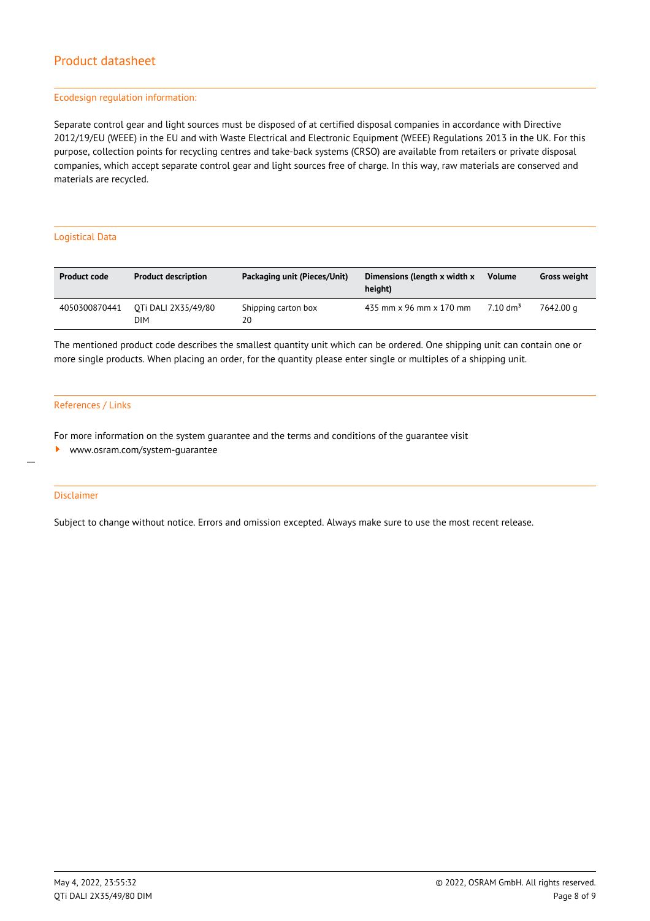## Ecodesign regulation information:

Separate control gear and light sources must be disposed of at certified disposal companies in accordance with Directive 2012/19/EU (WEEE) in the EU and with Waste Electrical and Electronic Equipment (WEEE) Regulations 2013 in the UK. For this purpose, collection points for recycling centres and take-back systems (CRSO) are available from retailers or private disposal companies, which accept separate control gear and light sources free of charge. In this way, raw materials are conserved and materials are recycled.

## Logistical Data

| Product code | Product description | Packaging unit (Pieces/Unit) | Dimensions (length x width x height) | Volume | Gross weight |
|---|---|---|---|---|---|
| 4050300870441 | QTi DALI 2X35/49/80 DIM | Shipping carton box 20 | 435 mm x 96 mm x 170 mm | 7.10 dm³ | 7642.00 g |

The mentioned product code describes the smallest quantity unit which can be ordered. One shipping unit can contain one or more single products. When placing an order, for the quantity please enter single or multiples of a shipping unit.

## References / Links

For more information on the system guarantee and the terms and conditions of the guarantee visit

- www.osram.com/system-guarantee

## Disclaimer

Subject to change without notice. Errors and omission excepted. Always make sure to use the most recent release.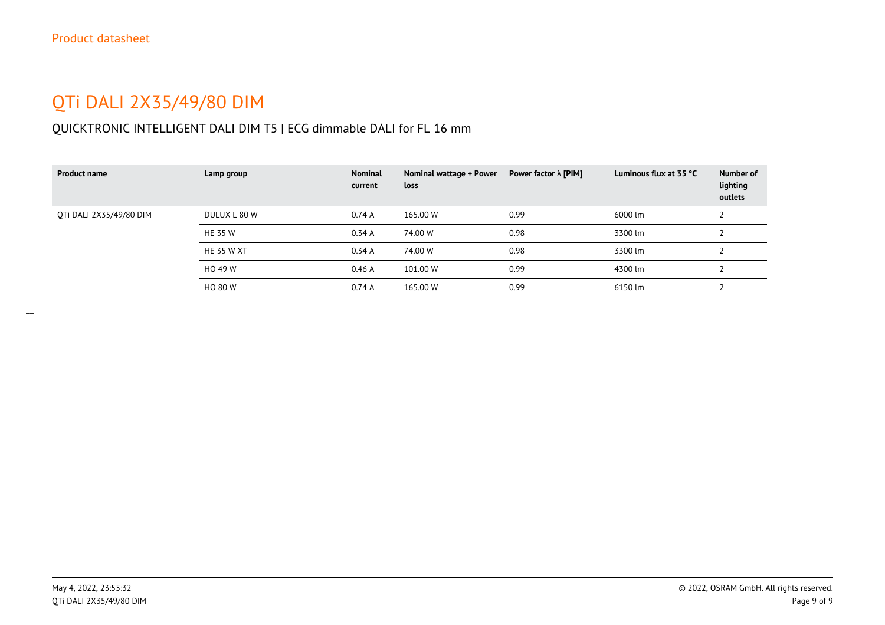# QTi DALI 2X35/49/80 DIM

## QUICKTRONIC INTELLIGENT DALI DIM T5 | ECG dimmable DALI for FL 16 mm

| Product name | Lamp group | Nominal current | Nominal wattage + Power loss | Power factor λ [PIM] | Luminous flux at 35 °C | Number of lighting outlets |
|---|---|---|---|---|---|---|
| QTi DALI 2X35/49/80 DIM | DULUX L 80 W | 0.74 A | 165.00 W | 0.99 | 6000 lm | 2 |
| | HE 35 W | 0.34 A | 74.00 W | 0.98 | 3300 lm | 2 |
| | HE 35 W XT | 0.34 A | 74.00 W | 0.98 | 3300 lm | 2 |
| | HO 49 W | 0.46 A | 101.00 W | 0.99 | 4300 lm | 2 |
| | HO 80 W | 0.74 A | 165.00 W | 0.99 | 6150 lm | 2 |